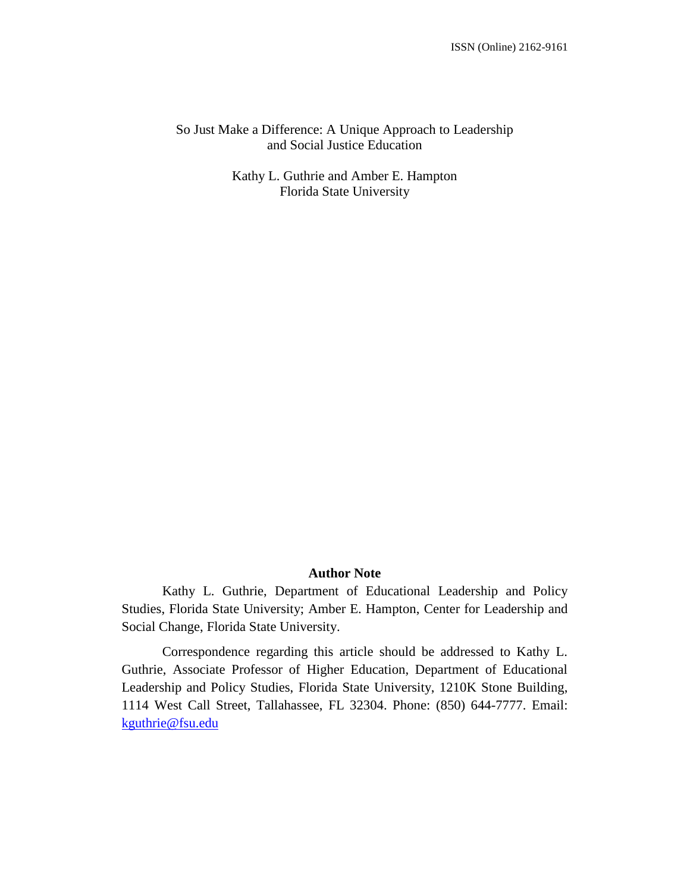ISSN (Online) 2162-9161

# So Just Make a Difference: A Unique Approach to Leadership and Social Justice Education

Kathy L. Guthrie and Amber E. Hampton
Florida State University

**Author Note**

Kathy L. Guthrie, Department of Educational Leadership and Policy Studies, Florida State University; Amber E. Hampton, Center for Leadership and Social Change, Florida State University.

Correspondence regarding this article should be addressed to Kathy L. Guthrie, Associate Professor of Higher Education, Department of Educational Leadership and Policy Studies, Florida State University, 1210K Stone Building, 1114 West Call Street, Tallahassee, FL 32304. Phone: (850) 644-7777. Email: kguthrie@fsu.edu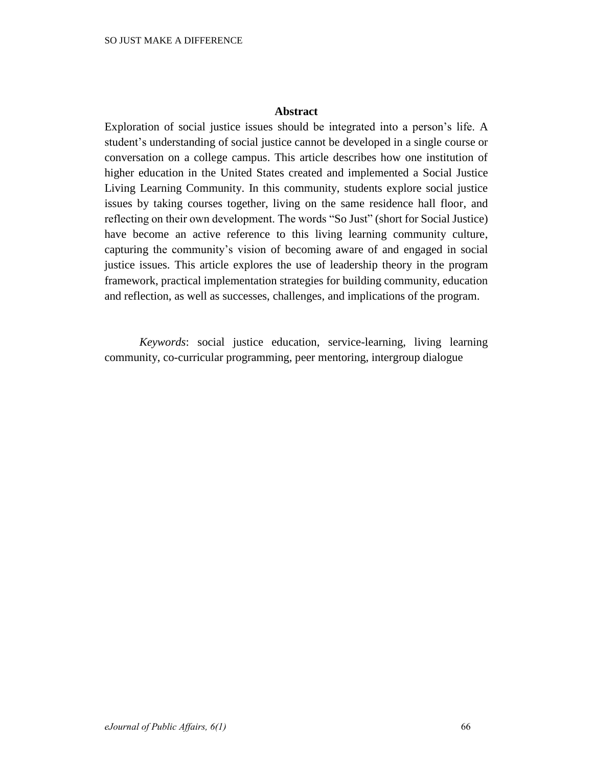## Abstract

Exploration of social justice issues should be integrated into a person's life. A student's understanding of social justice cannot be developed in a single course or conversation on a college campus. This article describes how one institution of higher education in the United States created and implemented a Social Justice Living Learning Community. In this community, students explore social justice issues by taking courses together, living on the same residence hall floor, and reflecting on their own development. The words "So Just" (short for Social Justice) have become an active reference to this living learning community culture, capturing the community's vision of becoming aware of and engaged in social justice issues. This article explores the use of leadership theory in the program framework, practical implementation strategies for building community, education and reflection, as well as successes, challenges, and implications of the program.

*Keywords*: social justice education, service-learning, living learning community, co-curricular programming, peer mentoring, intergroup dialogue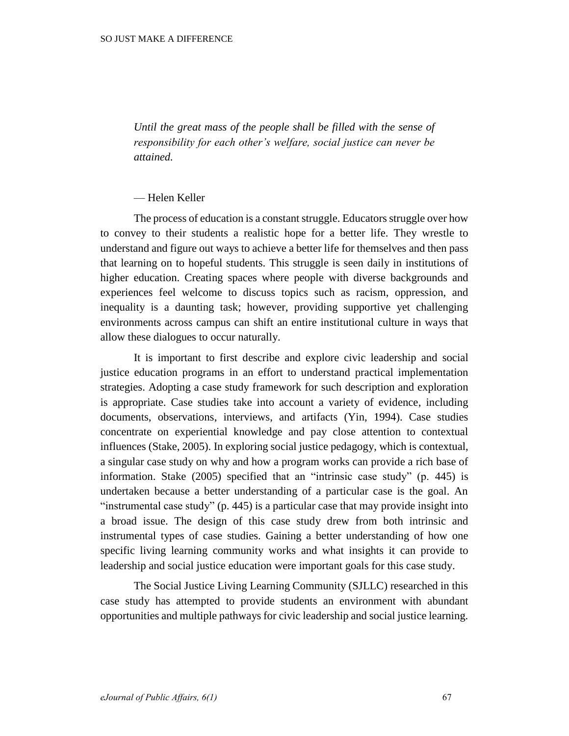*Until the great mass of the people shall be filled with the sense of responsibility for each other's welfare, social justice can never be attained.*

— Helen Keller

The process of education is a constant struggle. Educators struggle over how to convey to their students a realistic hope for a better life. They wrestle to understand and figure out ways to achieve a better life for themselves and then pass that learning on to hopeful students. This struggle is seen daily in institutions of higher education. Creating spaces where people with diverse backgrounds and experiences feel welcome to discuss topics such as racism, oppression, and inequality is a daunting task; however, providing supportive yet challenging environments across campus can shift an entire institutional culture in ways that allow these dialogues to occur naturally.

It is important to first describe and explore civic leadership and social justice education programs in an effort to understand practical implementation strategies. Adopting a case study framework for such description and exploration is appropriate. Case studies take into account a variety of evidence, including documents, observations, interviews, and artifacts (Yin, 1994). Case studies concentrate on experiential knowledge and pay close attention to contextual influences (Stake, 2005). In exploring social justice pedagogy, which is contextual, a singular case study on why and how a program works can provide a rich base of information. Stake (2005) specified that an "intrinsic case study" (p. 445) is undertaken because a better understanding of a particular case is the goal. An "instrumental case study" (p. 445) is a particular case that may provide insight into a broad issue. The design of this case study drew from both intrinsic and instrumental types of case studies. Gaining a better understanding of how one specific living learning community works and what insights it can provide to leadership and social justice education were important goals for this case study.

The Social Justice Living Learning Community (SJLLC) researched in this case study has attempted to provide students an environment with abundant opportunities and multiple pathways for civic leadership and social justice learning.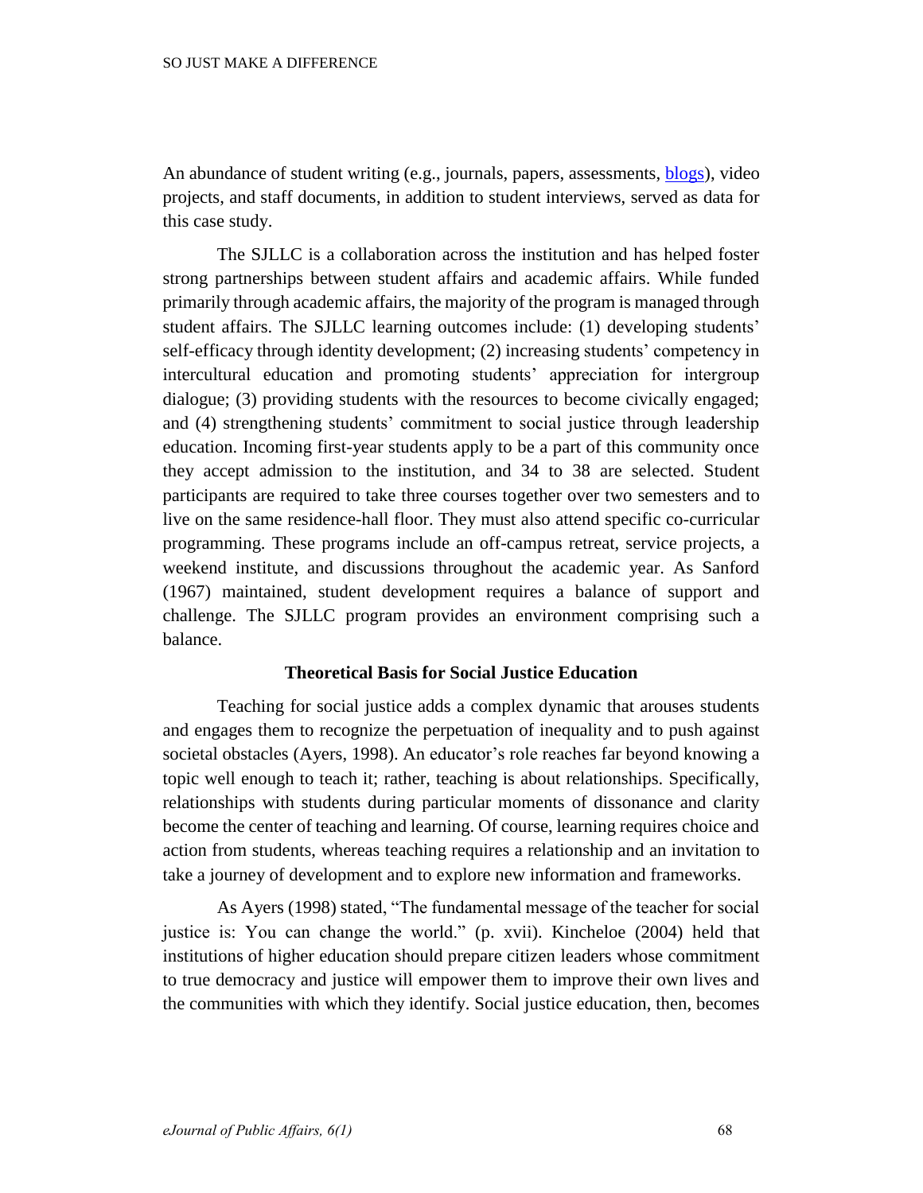An abundance of student writing (e.g., journals, papers, assessments, [blogs](#)), video projects, and staff documents, in addition to student interviews, served as data for this case study.

The SJLLC is a collaboration across the institution and has helped foster strong partnerships between student affairs and academic affairs. While funded primarily through academic affairs, the majority of the program is managed through student affairs. The SJLLC learning outcomes include: (1) developing students' self-efficacy through identity development; (2) increasing students' competency in intercultural education and promoting students' appreciation for intergroup dialogue; (3) providing students with the resources to become civically engaged; and (4) strengthening students' commitment to social justice through leadership education. Incoming first-year students apply to be a part of this community once they accept admission to the institution, and 34 to 38 are selected. Student participants are required to take three courses together over two semesters and to live on the same residence-hall floor. They must also attend specific co-curricular programming. These programs include an off-campus retreat, service projects, a weekend institute, and discussions throughout the academic year. As Sanford (1967) maintained, student development requires a balance of support and challenge. The SJLLC program provides an environment comprising such a balance.

## Theoretical Basis for Social Justice Education

Teaching for social justice adds a complex dynamic that arouses students and engages them to recognize the perpetuation of inequality and to push against societal obstacles (Ayers, 1998). An educator's role reaches far beyond knowing a topic well enough to teach it; rather, teaching is about relationships. Specifically, relationships with students during particular moments of dissonance and clarity become the center of teaching and learning. Of course, learning requires choice and action from students, whereas teaching requires a relationship and an invitation to take a journey of development and to explore new information and frameworks.

As Ayers (1998) stated, "The fundamental message of the teacher for social justice is: You can change the world." (p. xvii). Kincheloe (2004) held that institutions of higher education should prepare citizen leaders whose commitment to true democracy and justice will empower them to improve their own lives and the communities with which they identify. Social justice education, then, becomes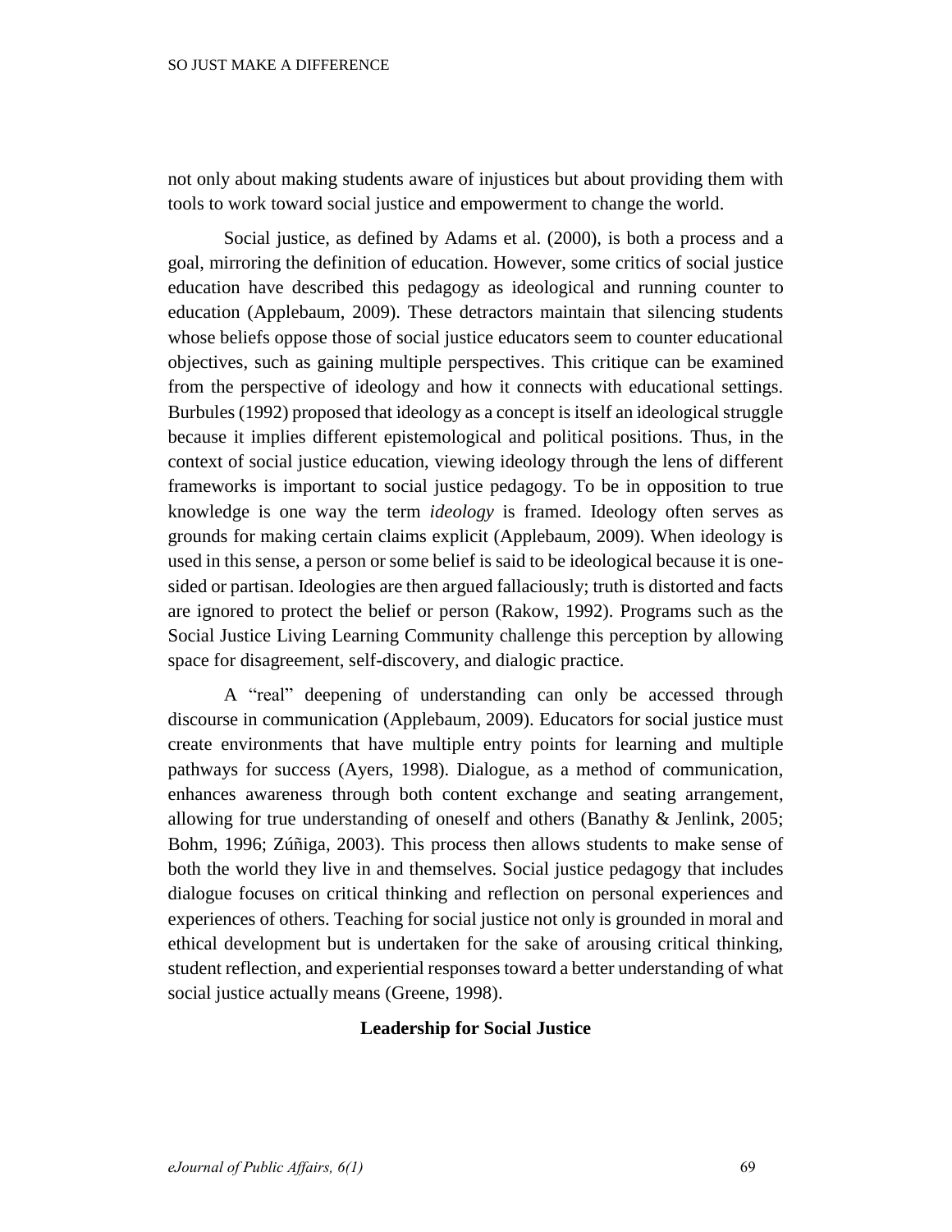not only about making students aware of injustices but about providing them with tools to work toward social justice and empowerment to change the world.

Social justice, as defined by Adams et al. (2000), is both a process and a goal, mirroring the definition of education. However, some critics of social justice education have described this pedagogy as ideological and running counter to education (Applebaum, 2009). These detractors maintain that silencing students whose beliefs oppose those of social justice educators seem to counter educational objectives, such as gaining multiple perspectives. This critique can be examined from the perspective of ideology and how it connects with educational settings. Burbules (1992) proposed that ideology as a concept is itself an ideological struggle because it implies different epistemological and political positions. Thus, in the context of social justice education, viewing ideology through the lens of different frameworks is important to social justice pedagogy. To be in opposition to true knowledge is one way the term *ideology* is framed. Ideology often serves as grounds for making certain claims explicit (Applebaum, 2009). When ideology is used in this sense, a person or some belief is said to be ideological because it is one-sided or partisan. Ideologies are then argued fallaciously; truth is distorted and facts are ignored to protect the belief or person (Rakow, 1992). Programs such as the Social Justice Living Learning Community challenge this perception by allowing space for disagreement, self-discovery, and dialogic practice.

A "real" deepening of understanding can only be accessed through discourse in communication (Applebaum, 2009). Educators for social justice must create environments that have multiple entry points for learning and multiple pathways for success (Ayers, 1998). Dialogue, as a method of communication, enhances awareness through both content exchange and seating arrangement, allowing for true understanding of oneself and others (Banathy & Jenlink, 2005; Bohm, 1996; Zúñiga, 2003). This process then allows students to make sense of both the world they live in and themselves. Social justice pedagogy that includes dialogue focuses on critical thinking and reflection on personal experiences and experiences of others. Teaching for social justice not only is grounded in moral and ethical development but is undertaken for the sake of arousing critical thinking, student reflection, and experiential responses toward a better understanding of what social justice actually means (Greene, 1998).

## Leadership for Social Justice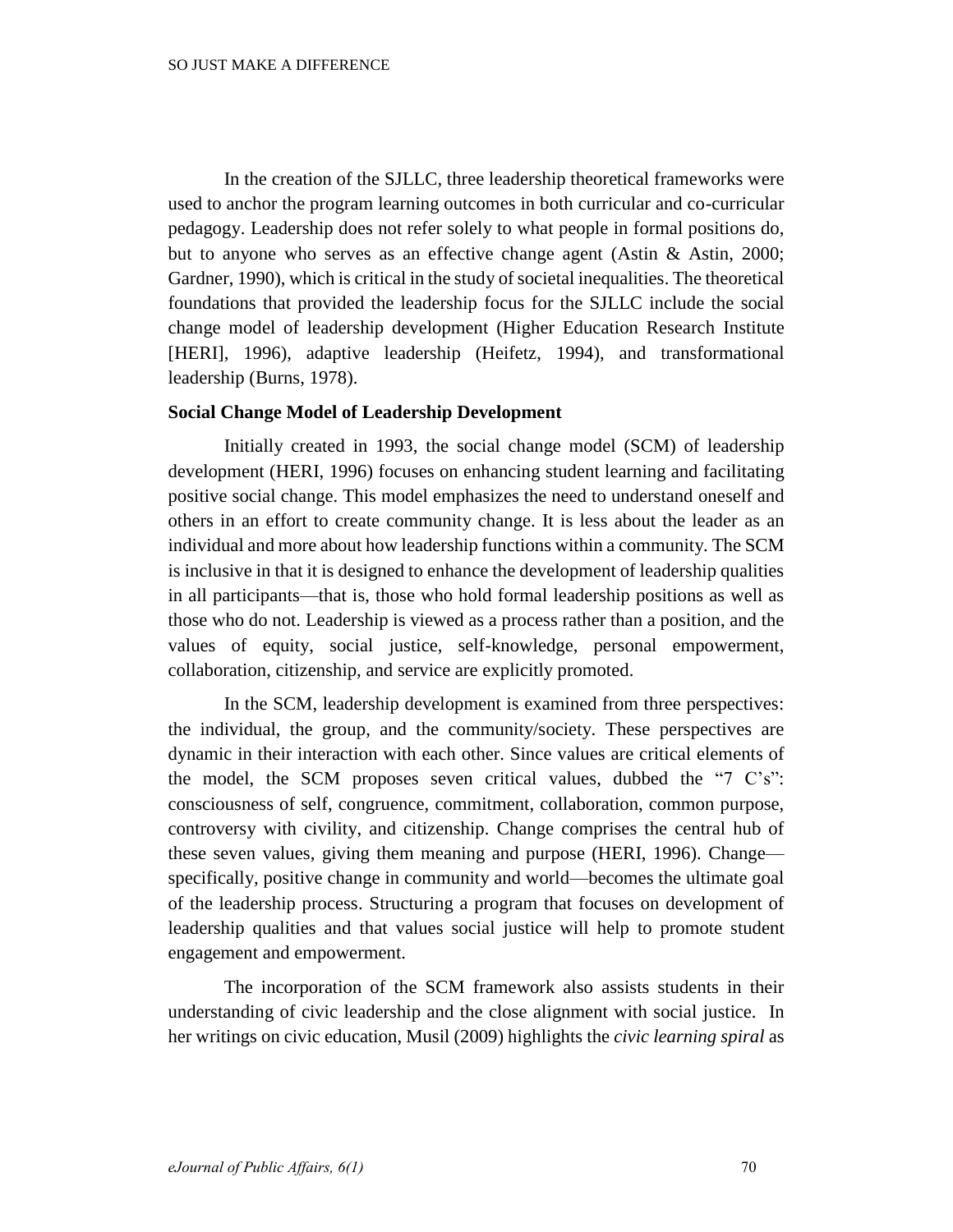In the creation of the SJLLC, three leadership theoretical frameworks were used to anchor the program learning outcomes in both curricular and co-curricular pedagogy. Leadership does not refer solely to what people in formal positions do, but to anyone who serves as an effective change agent (Astin & Astin, 2000; Gardner, 1990), which is critical in the study of societal inequalities. The theoretical foundations that provided the leadership focus for the SJLLC include the social change model of leadership development (Higher Education Research Institute [HERI], 1996), adaptive leadership (Heifetz, 1994), and transformational leadership (Burns, 1978).

**Social Change Model of Leadership Development**

Initially created in 1993, the social change model (SCM) of leadership development (HERI, 1996) focuses on enhancing student learning and facilitating positive social change. This model emphasizes the need to understand oneself and others in an effort to create community change. It is less about the leader as an individual and more about how leadership functions within a community. The SCM is inclusive in that it is designed to enhance the development of leadership qualities in all participants—that is, those who hold formal leadership positions as well as those who do not. Leadership is viewed as a process rather than a position, and the values of equity, social justice, self-knowledge, personal empowerment, collaboration, citizenship, and service are explicitly promoted.

In the SCM, leadership development is examined from three perspectives: the individual, the group, and the community/society. These perspectives are dynamic in their interaction with each other. Since values are critical elements of the model, the SCM proposes seven critical values, dubbed the "7 C's": consciousness of self, congruence, commitment, collaboration, common purpose, controversy with civility, and citizenship. Change comprises the central hub of these seven values, giving them meaning and purpose (HERI, 1996). Change—specifically, positive change in community and world—becomes the ultimate goal of the leadership process. Structuring a program that focuses on development of leadership qualities and that values social justice will help to promote student engagement and empowerment.

The incorporation of the SCM framework also assists students in their understanding of civic leadership and the close alignment with social justice. In her writings on civic education, Musil (2009) highlights the *civic learning spiral* as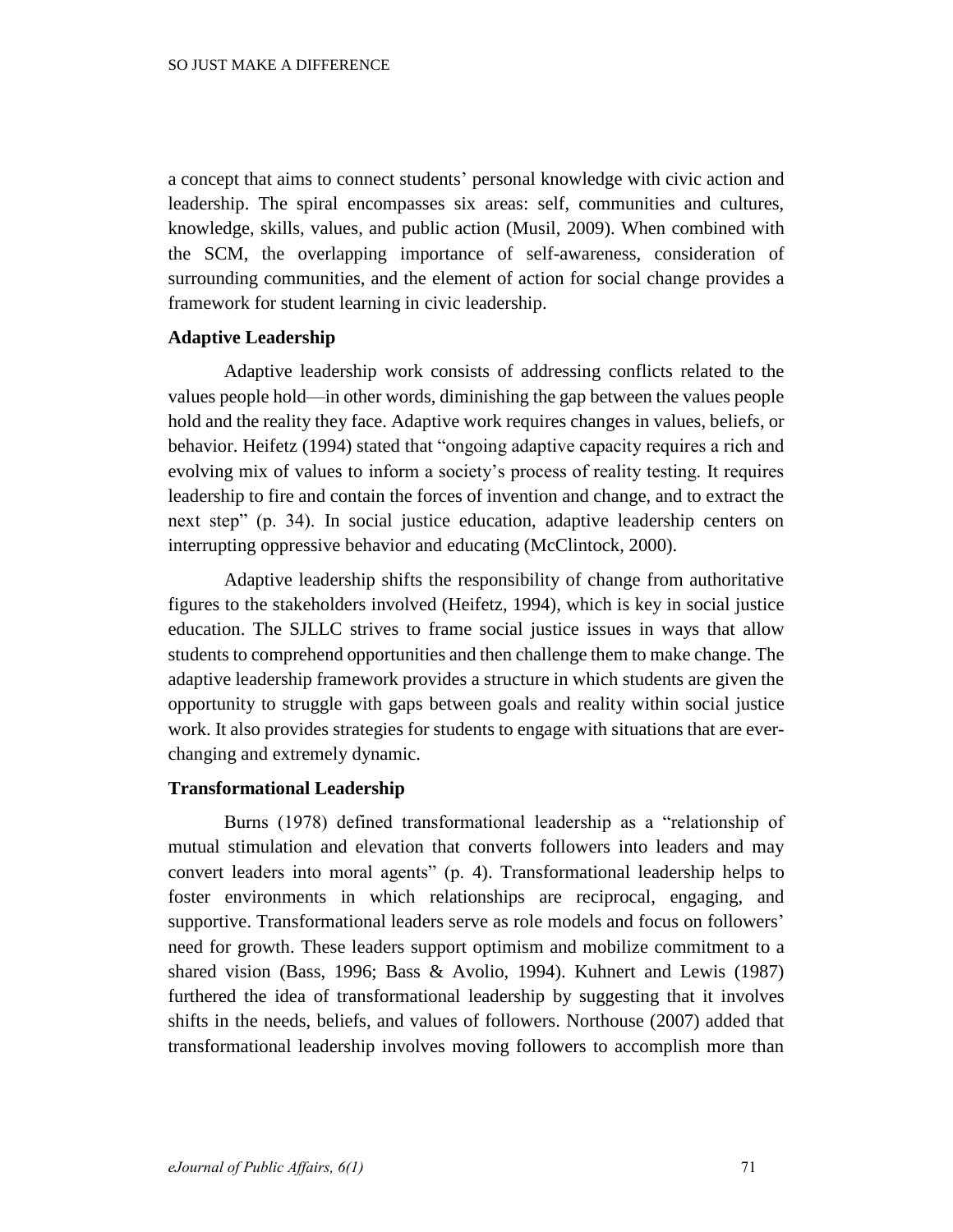a concept that aims to connect students' personal knowledge with civic action and leadership. The spiral encompasses six areas: self, communities and cultures, knowledge, skills, values, and public action (Musil, 2009). When combined with the SCM, the overlapping importance of self-awareness, consideration of surrounding communities, and the element of action for social change provides a framework for student learning in civic leadership.

### Adaptive Leadership

Adaptive leadership work consists of addressing conflicts related to the values people hold—in other words, diminishing the gap between the values people hold and the reality they face. Adaptive work requires changes in values, beliefs, or behavior. Heifetz (1994) stated that "ongoing adaptive capacity requires a rich and evolving mix of values to inform a society's process of reality testing. It requires leadership to fire and contain the forces of invention and change, and to extract the next step" (p. 34). In social justice education, adaptive leadership centers on interrupting oppressive behavior and educating (McClintock, 2000).

Adaptive leadership shifts the responsibility of change from authoritative figures to the stakeholders involved (Heifetz, 1994), which is key in social justice education. The SJLLC strives to frame social justice issues in ways that allow students to comprehend opportunities and then challenge them to make change. The adaptive leadership framework provides a structure in which students are given the opportunity to struggle with gaps between goals and reality within social justice work. It also provides strategies for students to engage with situations that are ever-changing and extremely dynamic.

### Transformational Leadership

Burns (1978) defined transformational leadership as a "relationship of mutual stimulation and elevation that converts followers into leaders and may convert leaders into moral agents" (p. 4). Transformational leadership helps to foster environments in which relationships are reciprocal, engaging, and supportive. Transformational leaders serve as role models and focus on followers' need for growth. These leaders support optimism and mobilize commitment to a shared vision (Bass, 1996; Bass & Avolio, 1994). Kuhnert and Lewis (1987) furthered the idea of transformational leadership by suggesting that it involves shifts in the needs, beliefs, and values of followers. Northouse (2007) added that transformational leadership involves moving followers to accomplish more than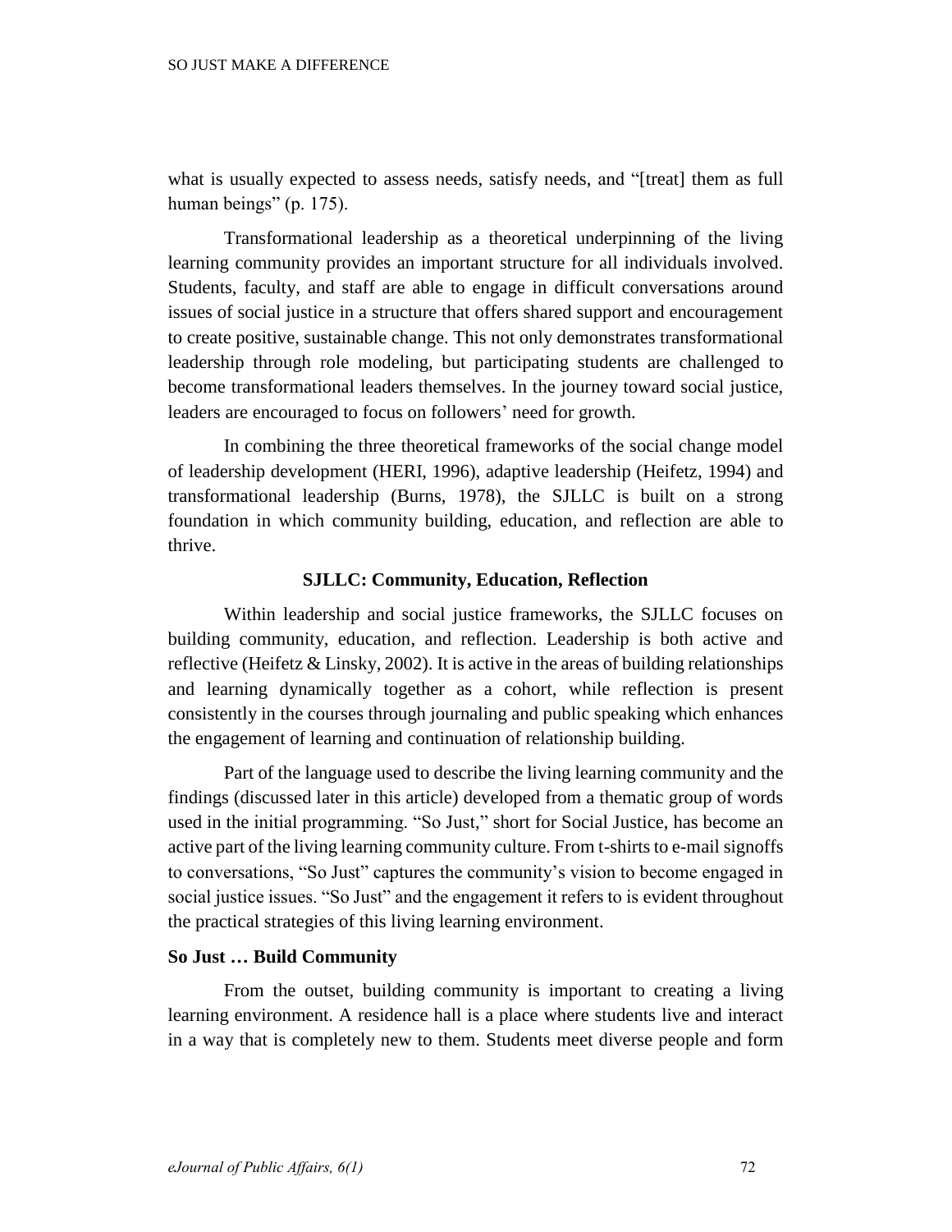what is usually expected to assess needs, satisfy needs, and "[treat] them as full human beings" (p. 175).

Transformational leadership as a theoretical underpinning of the living learning community provides an important structure for all individuals involved. Students, faculty, and staff are able to engage in difficult conversations around issues of social justice in a structure that offers shared support and encouragement to create positive, sustainable change. This not only demonstrates transformational leadership through role modeling, but participating students are challenged to become transformational leaders themselves. In the journey toward social justice, leaders are encouraged to focus on followers' need for growth.

In combining the three theoretical frameworks of the social change model of leadership development (HERI, 1996), adaptive leadership (Heifetz, 1994) and transformational leadership (Burns, 1978), the SJLLC is built on a strong foundation in which community building, education, and reflection are able to thrive.

## SJLLC: Community, Education, Reflection

Within leadership and social justice frameworks, the SJLLC focuses on building community, education, and reflection. Leadership is both active and reflective (Heifetz & Linsky, 2002). It is active in the areas of building relationships and learning dynamically together as a cohort, while reflection is present consistently in the courses through journaling and public speaking which enhances the engagement of learning and continuation of relationship building.

Part of the language used to describe the living learning community and the findings (discussed later in this article) developed from a thematic group of words used in the initial programming. "So Just," short for Social Justice, has become an active part of the living learning community culture. From t-shirts to e-mail signoffs to conversations, "So Just" captures the community's vision to become engaged in social justice issues. "So Just" and the engagement it refers to is evident throughout the practical strategies of this living learning environment.

### So Just … Build Community

From the outset, building community is important to creating a living learning environment. A residence hall is a place where students live and interact in a way that is completely new to them. Students meet diverse people and form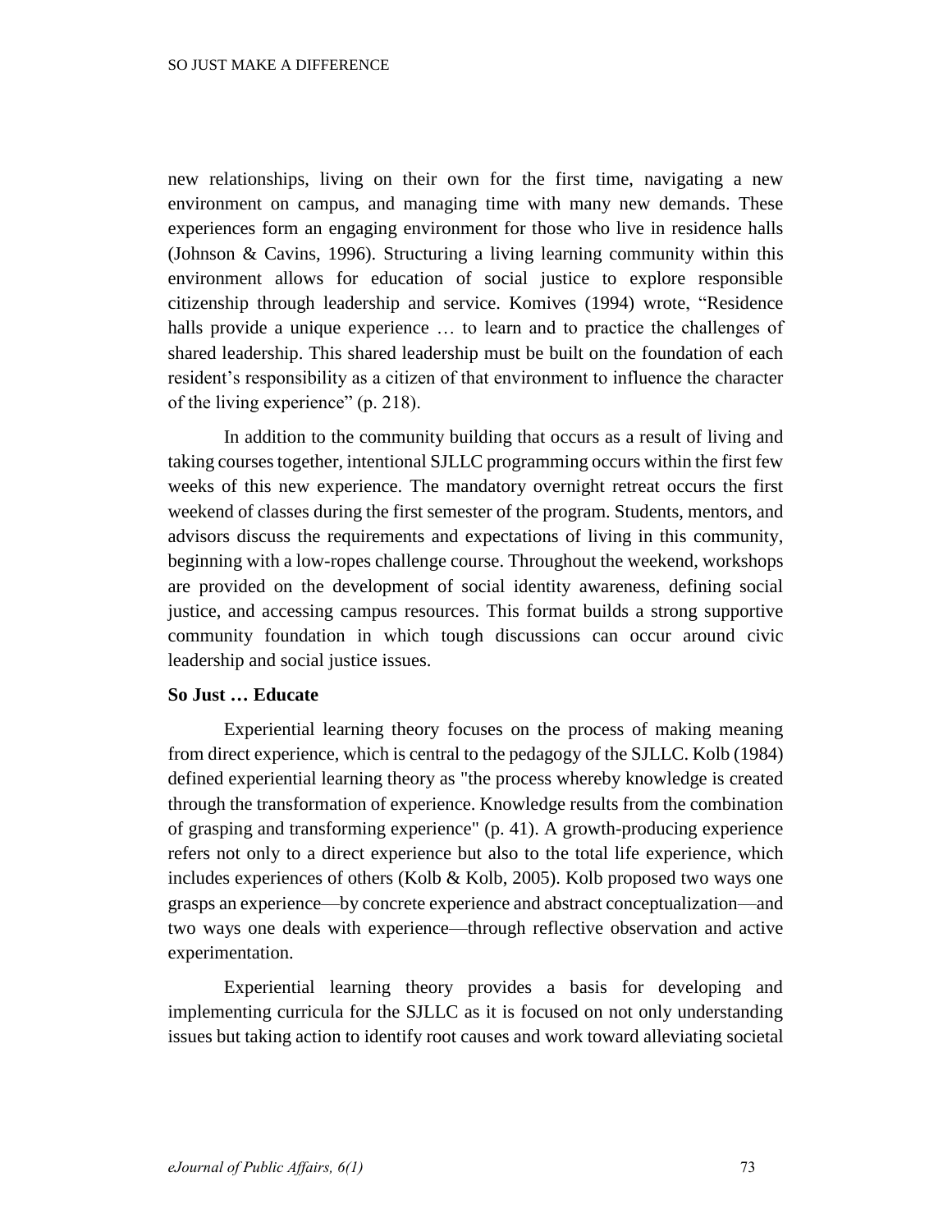new relationships, living on their own for the first time, navigating a new environment on campus, and managing time with many new demands. These experiences form an engaging environment for those who live in residence halls (Johnson & Cavins, 1996). Structuring a living learning community within this environment allows for education of social justice to explore responsible citizenship through leadership and service. Komives (1994) wrote, "Residence halls provide a unique experience … to learn and to practice the challenges of shared leadership. This shared leadership must be built on the foundation of each resident's responsibility as a citizen of that environment to influence the character of the living experience" (p. 218).

In addition to the community building that occurs as a result of living and taking courses together, intentional SJLLC programming occurs within the first few weeks of this new experience. The mandatory overnight retreat occurs the first weekend of classes during the first semester of the program. Students, mentors, and advisors discuss the requirements and expectations of living in this community, beginning with a low-ropes challenge course. Throughout the weekend, workshops are provided on the development of social identity awareness, defining social justice, and accessing campus resources. This format builds a strong supportive community foundation in which tough discussions can occur around civic leadership and social justice issues.

### So Just … Educate

Experiential learning theory focuses on the process of making meaning from direct experience, which is central to the pedagogy of the SJLLC. Kolb (1984) defined experiential learning theory as "the process whereby knowledge is created through the transformation of experience. Knowledge results from the combination of grasping and transforming experience" (p. 41). A growth-producing experience refers not only to a direct experience but also to the total life experience, which includes experiences of others (Kolb & Kolb, 2005). Kolb proposed two ways one grasps an experience—by concrete experience and abstract conceptualization—and two ways one deals with experience—through reflective observation and active experimentation.

Experiential learning theory provides a basis for developing and implementing curricula for the SJLLC as it is focused on not only understanding issues but taking action to identify root causes and work toward alleviating societal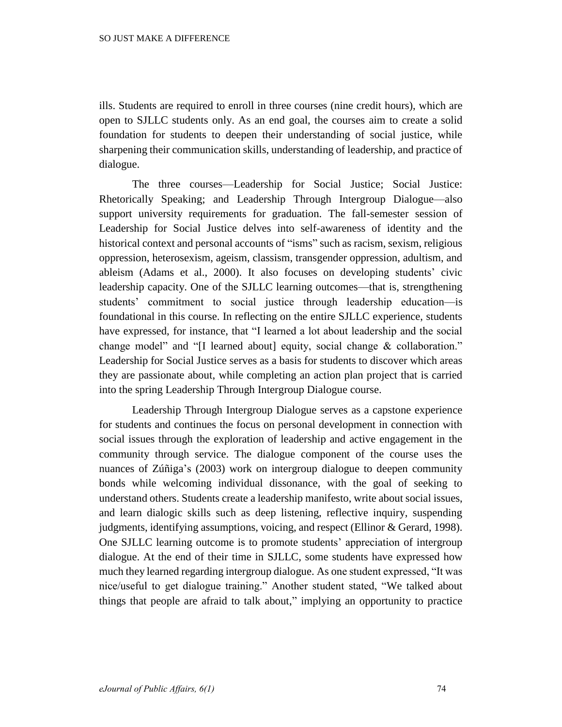ills. Students are required to enroll in three courses (nine credit hours), which are open to SJLLC students only. As an end goal, the courses aim to create a solid foundation for students to deepen their understanding of social justice, while sharpening their communication skills, understanding of leadership, and practice of dialogue.

The three courses—Leadership for Social Justice; Social Justice: Rhetorically Speaking; and Leadership Through Intergroup Dialogue—also support university requirements for graduation. The fall-semester session of Leadership for Social Justice delves into self-awareness of identity and the historical context and personal accounts of "isms" such as racism, sexism, religious oppression, heterosexism, ageism, classism, transgender oppression, adultism, and ableism (Adams et al., 2000). It also focuses on developing students' civic leadership capacity. One of the SJLLC learning outcomes—that is, strengthening students' commitment to social justice through leadership education—is foundational in this course. In reflecting on the entire SJLLC experience, students have expressed, for instance, that "I learned a lot about leadership and the social change model" and "[I learned about] equity, social change & collaboration." Leadership for Social Justice serves as a basis for students to discover which areas they are passionate about, while completing an action plan project that is carried into the spring Leadership Through Intergroup Dialogue course.

Leadership Through Intergroup Dialogue serves as a capstone experience for students and continues the focus on personal development in connection with social issues through the exploration of leadership and active engagement in the community through service. The dialogue component of the course uses the nuances of Zúñiga's (2003) work on intergroup dialogue to deepen community bonds while welcoming individual dissonance, with the goal of seeking to understand others. Students create a leadership manifesto, write about social issues, and learn dialogic skills such as deep listening, reflective inquiry, suspending judgments, identifying assumptions, voicing, and respect (Ellinor & Gerard, 1998). One SJLLC learning outcome is to promote students' appreciation of intergroup dialogue. At the end of their time in SJLLC, some students have expressed how much they learned regarding intergroup dialogue. As one student expressed, "It was nice/useful to get dialogue training." Another student stated, "We talked about things that people are afraid to talk about," implying an opportunity to practice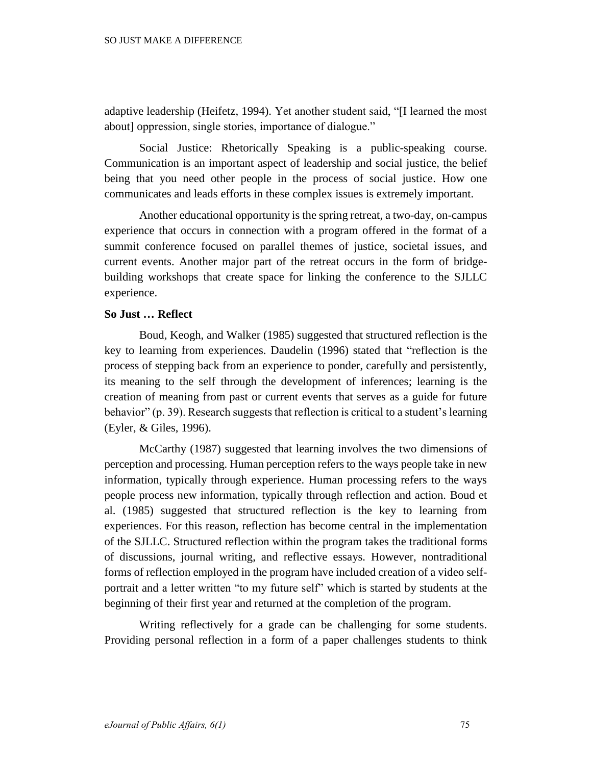adaptive leadership (Heifetz, 1994). Yet another student said, "[I learned the most about] oppression, single stories, importance of dialogue."

Social Justice: Rhetorically Speaking is a public-speaking course. Communication is an important aspect of leadership and social justice, the belief being that you need other people in the process of social justice. How one communicates and leads efforts in these complex issues is extremely important.

Another educational opportunity is the spring retreat, a two-day, on-campus experience that occurs in connection with a program offered in the format of a summit conference focused on parallel themes of justice, societal issues, and current events. Another major part of the retreat occurs in the form of bridge-building workshops that create space for linking the conference to the SJLLC experience.

### So Just … Reflect

Boud, Keogh, and Walker (1985) suggested that structured reflection is the key to learning from experiences. Daudelin (1996) stated that "reflection is the process of stepping back from an experience to ponder, carefully and persistently, its meaning to the self through the development of inferences; learning is the creation of meaning from past or current events that serves as a guide for future behavior" (p. 39). Research suggests that reflection is critical to a student's learning (Eyler, & Giles, 1996).

McCarthy (1987) suggested that learning involves the two dimensions of perception and processing. Human perception refers to the ways people take in new information, typically through experience. Human processing refers to the ways people process new information, typically through reflection and action. Boud et al. (1985) suggested that structured reflection is the key to learning from experiences. For this reason, reflection has become central in the implementation of the SJLLC. Structured reflection within the program takes the traditional forms of discussions, journal writing, and reflective essays. However, nontraditional forms of reflection employed in the program have included creation of a video self-portrait and a letter written "to my future self" which is started by students at the beginning of their first year and returned at the completion of the program.

Writing reflectively for a grade can be challenging for some students. Providing personal reflection in a form of a paper challenges students to think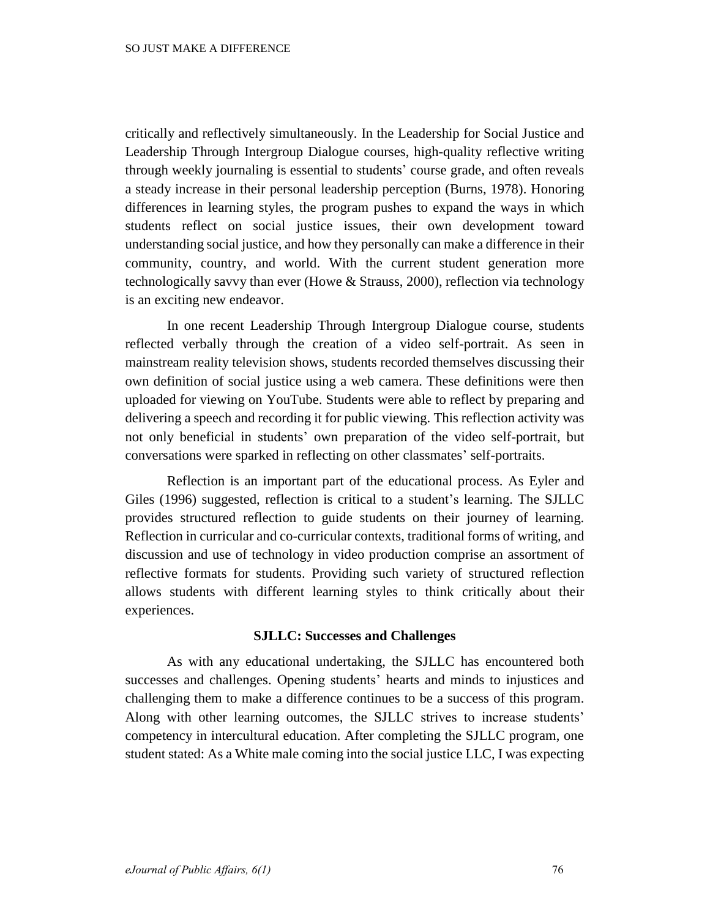critically and reflectively simultaneously. In the Leadership for Social Justice and Leadership Through Intergroup Dialogue courses, high-quality reflective writing through weekly journaling is essential to students' course grade, and often reveals a steady increase in their personal leadership perception (Burns, 1978). Honoring differences in learning styles, the program pushes to expand the ways in which students reflect on social justice issues, their own development toward understanding social justice, and how they personally can make a difference in their community, country, and world. With the current student generation more technologically savvy than ever (Howe & Strauss, 2000), reflection via technology is an exciting new endeavor.

In one recent Leadership Through Intergroup Dialogue course, students reflected verbally through the creation of a video self-portrait. As seen in mainstream reality television shows, students recorded themselves discussing their own definition of social justice using a web camera. These definitions were then uploaded for viewing on YouTube. Students were able to reflect by preparing and delivering a speech and recording it for public viewing. This reflection activity was not only beneficial in students' own preparation of the video self-portrait, but conversations were sparked in reflecting on other classmates' self-portraits.

Reflection is an important part of the educational process. As Eyler and Giles (1996) suggested, reflection is critical to a student's learning. The SJLLC provides structured reflection to guide students on their journey of learning. Reflection in curricular and co-curricular contexts, traditional forms of writing, and discussion and use of technology in video production comprise an assortment of reflective formats for students. Providing such variety of structured reflection allows students with different learning styles to think critically about their experiences.

### SJLLC: Successes and Challenges

As with any educational undertaking, the SJLLC has encountered both successes and challenges. Opening students' hearts and minds to injustices and challenging them to make a difference continues to be a success of this program. Along with other learning outcomes, the SJLLC strives to increase students' competency in intercultural education. After completing the SJLLC program, one student stated: As a White male coming into the social justice LLC, I was expecting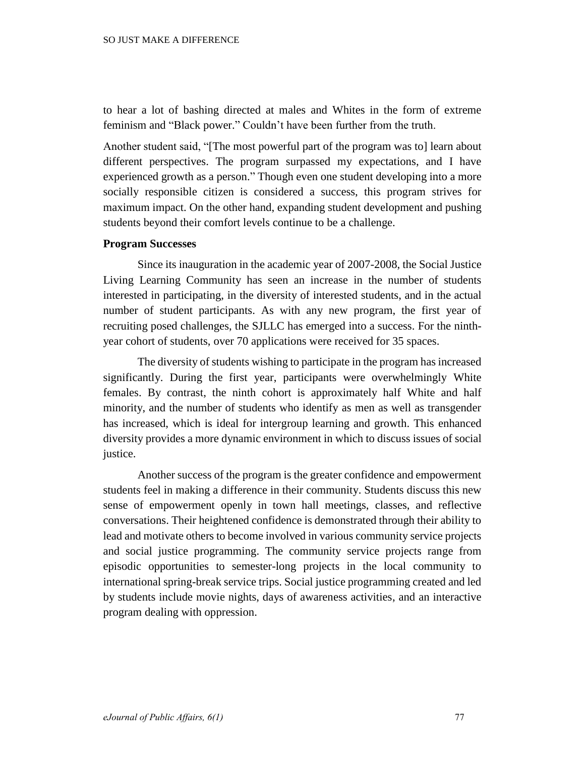to hear a lot of bashing directed at males and Whites in the form of extreme feminism and "Black power." Couldn't have been further from the truth.

Another student said, "[The most powerful part of the program was to] learn about different perspectives. The program surpassed my expectations, and I have experienced growth as a person." Though even one student developing into a more socially responsible citizen is considered a success, this program strives for maximum impact. On the other hand, expanding student development and pushing students beyond their comfort levels continue to be a challenge.

**Program Successes**

Since its inauguration in the academic year of 2007-2008, the Social Justice Living Learning Community has seen an increase in the number of students interested in participating, in the diversity of interested students, and in the actual number of student participants. As with any new program, the first year of recruiting posed challenges, the SJLLC has emerged into a success. For the ninth-year cohort of students, over 70 applications were received for 35 spaces.

The diversity of students wishing to participate in the program has increased significantly. During the first year, participants were overwhelmingly White females. By contrast, the ninth cohort is approximately half White and half minority, and the number of students who identify as men as well as transgender has increased, which is ideal for intergroup learning and growth. This enhanced diversity provides a more dynamic environment in which to discuss issues of social justice.

Another success of the program is the greater confidence and empowerment students feel in making a difference in their community. Students discuss this new sense of empowerment openly in town hall meetings, classes, and reflective conversations. Their heightened confidence is demonstrated through their ability to lead and motivate others to become involved in various community service projects and social justice programming. The community service projects range from episodic opportunities to semester-long projects in the local community to international spring-break service trips. Social justice programming created and led by students include movie nights, days of awareness activities, and an interactive program dealing with oppression.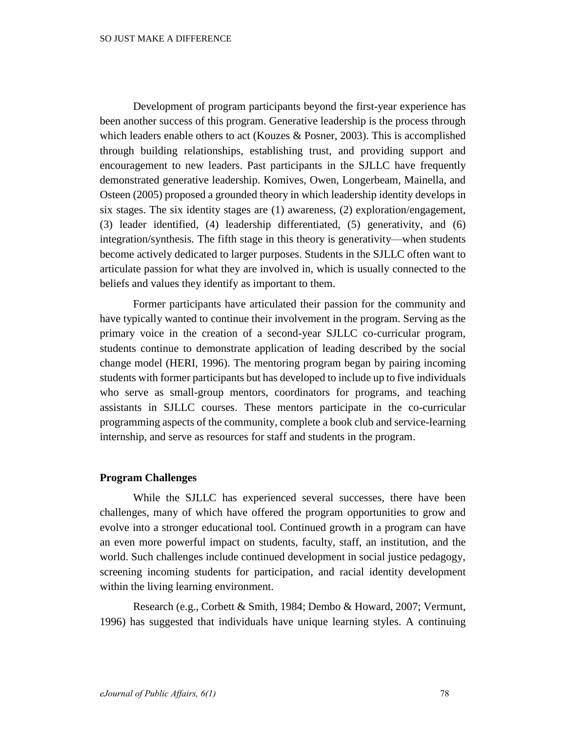Development of program participants beyond the first-year experience has been another success of this program. Generative leadership is the process through which leaders enable others to act (Kouzes & Posner, 2003). This is accomplished through building relationships, establishing trust, and providing support and encouragement to new leaders. Past participants in the SJLLC have frequently demonstrated generative leadership. Komives, Owen, Longerbeam, Mainella, and Osteen (2005) proposed a grounded theory in which leadership identity develops in six stages. The six identity stages are (1) awareness, (2) exploration/engagement, (3) leader identified, (4) leadership differentiated, (5) generativity, and (6) integration/synthesis. The fifth stage in this theory is generativity—when students become actively dedicated to larger purposes. Students in the SJLLC often want to articulate passion for what they are involved in, which is usually connected to the beliefs and values they identify as important to them.

Former participants have articulated their passion for the community and have typically wanted to continue their involvement in the program. Serving as the primary voice in the creation of a second-year SJLLC co-curricular program, students continue to demonstrate application of leading described by the social change model (HERI, 1996). The mentoring program began by pairing incoming students with former participants but has developed to include up to five individuals who serve as small-group mentors, coordinators for programs, and teaching assistants in SJLLC courses. These mentors participate in the co-curricular programming aspects of the community, complete a book club and service-learning internship, and serve as resources for staff and students in the program.

### Program Challenges

While the SJLLC has experienced several successes, there have been challenges, many of which have offered the program opportunities to grow and evolve into a stronger educational tool. Continued growth in a program can have an even more powerful impact on students, faculty, staff, an institution, and the world. Such challenges include continued development in social justice pedagogy, screening incoming students for participation, and racial identity development within the living learning environment.

Research (e.g., Corbett & Smith, 1984; Dembo & Howard, 2007; Vermunt, 1996) has suggested that individuals have unique learning styles. A continuing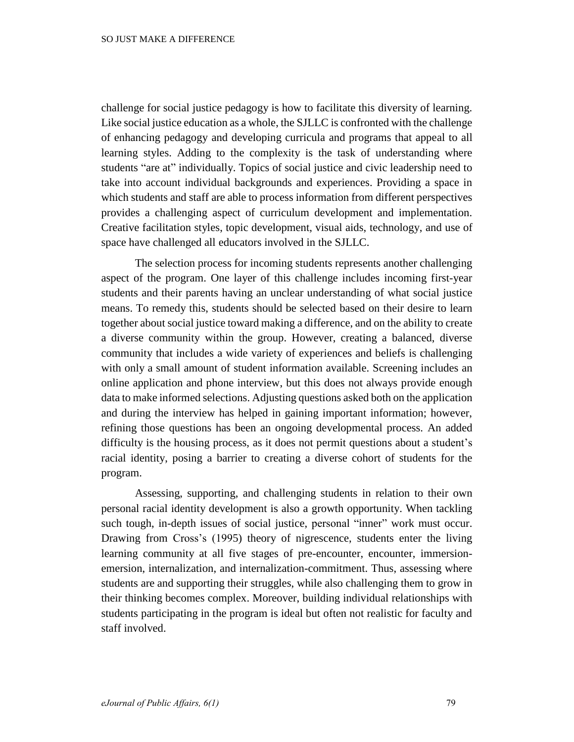challenge for social justice pedagogy is how to facilitate this diversity of learning. Like social justice education as a whole, the SJLLC is confronted with the challenge of enhancing pedagogy and developing curricula and programs that appeal to all learning styles. Adding to the complexity is the task of understanding where students "are at" individually. Topics of social justice and civic leadership need to take into account individual backgrounds and experiences. Providing a space in which students and staff are able to process information from different perspectives provides a challenging aspect of curriculum development and implementation. Creative facilitation styles, topic development, visual aids, technology, and use of space have challenged all educators involved in the SJLLC.

The selection process for incoming students represents another challenging aspect of the program. One layer of this challenge includes incoming first-year students and their parents having an unclear understanding of what social justice means. To remedy this, students should be selected based on their desire to learn together about social justice toward making a difference, and on the ability to create a diverse community within the group. However, creating a balanced, diverse community that includes a wide variety of experiences and beliefs is challenging with only a small amount of student information available. Screening includes an online application and phone interview, but this does not always provide enough data to make informed selections. Adjusting questions asked both on the application and during the interview has helped in gaining important information; however, refining those questions has been an ongoing developmental process. An added difficulty is the housing process, as it does not permit questions about a student's racial identity, posing a barrier to creating a diverse cohort of students for the program.

Assessing, supporting, and challenging students in relation to their own personal racial identity development is also a growth opportunity. When tackling such tough, in-depth issues of social justice, personal "inner" work must occur. Drawing from Cross's (1995) theory of nigrescence, students enter the living learning community at all five stages of pre-encounter, encounter, immersion-emersion, internalization, and internalization-commitment. Thus, assessing where students are and supporting their struggles, while also challenging them to grow in their thinking becomes complex. Moreover, building individual relationships with students participating in the program is ideal but often not realistic for faculty and staff involved.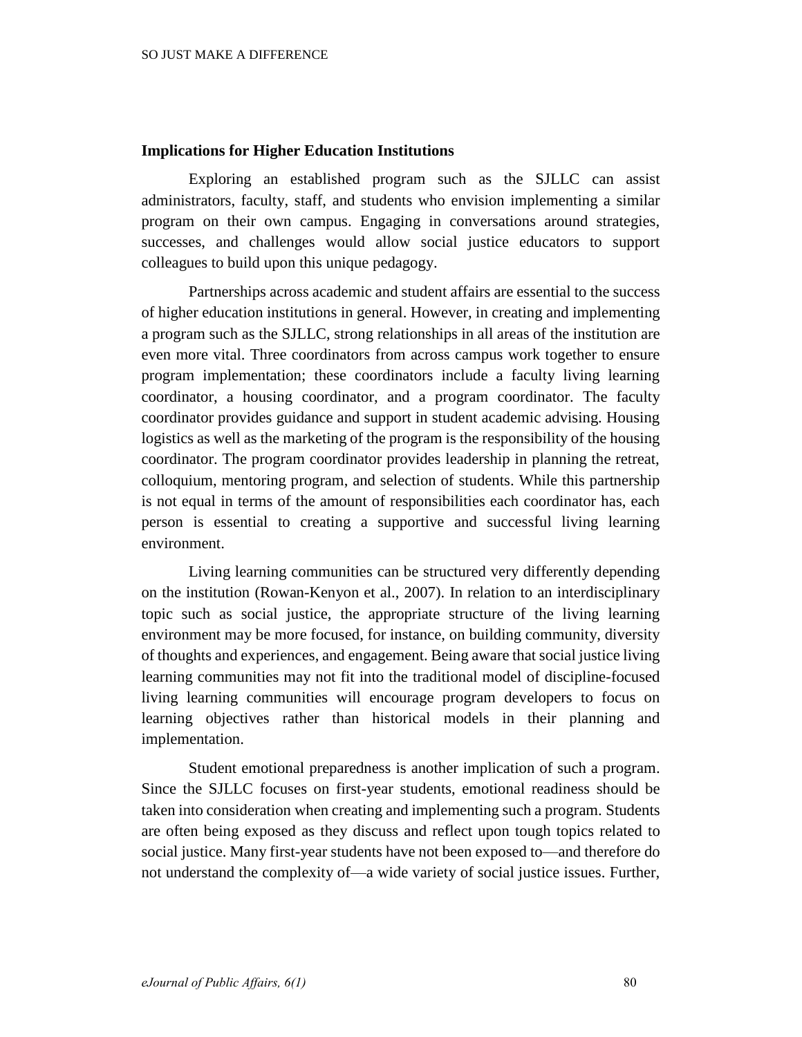## Implications for Higher Education Institutions

Exploring an established program such as the SJLLC can assist administrators, faculty, staff, and students who envision implementing a similar program on their own campus. Engaging in conversations around strategies, successes, and challenges would allow social justice educators to support colleagues to build upon this unique pedagogy.

Partnerships across academic and student affairs are essential to the success of higher education institutions in general. However, in creating and implementing a program such as the SJLLC, strong relationships in all areas of the institution are even more vital. Three coordinators from across campus work together to ensure program implementation; these coordinators include a faculty living learning coordinator, a housing coordinator, and a program coordinator. The faculty coordinator provides guidance and support in student academic advising. Housing logistics as well as the marketing of the program is the responsibility of the housing coordinator. The program coordinator provides leadership in planning the retreat, colloquium, mentoring program, and selection of students. While this partnership is not equal in terms of the amount of responsibilities each coordinator has, each person is essential to creating a supportive and successful living learning environment.

Living learning communities can be structured very differently depending on the institution (Rowan-Kenyon et al., 2007). In relation to an interdisciplinary topic such as social justice, the appropriate structure of the living learning environment may be more focused, for instance, on building community, diversity of thoughts and experiences, and engagement. Being aware that social justice living learning communities may not fit into the traditional model of discipline-focused living learning communities will encourage program developers to focus on learning objectives rather than historical models in their planning and implementation.

Student emotional preparedness is another implication of such a program. Since the SJLLC focuses on first-year students, emotional readiness should be taken into consideration when creating and implementing such a program. Students are often being exposed as they discuss and reflect upon tough topics related to social justice. Many first-year students have not been exposed to—and therefore do not understand the complexity of—a wide variety of social justice issues. Further,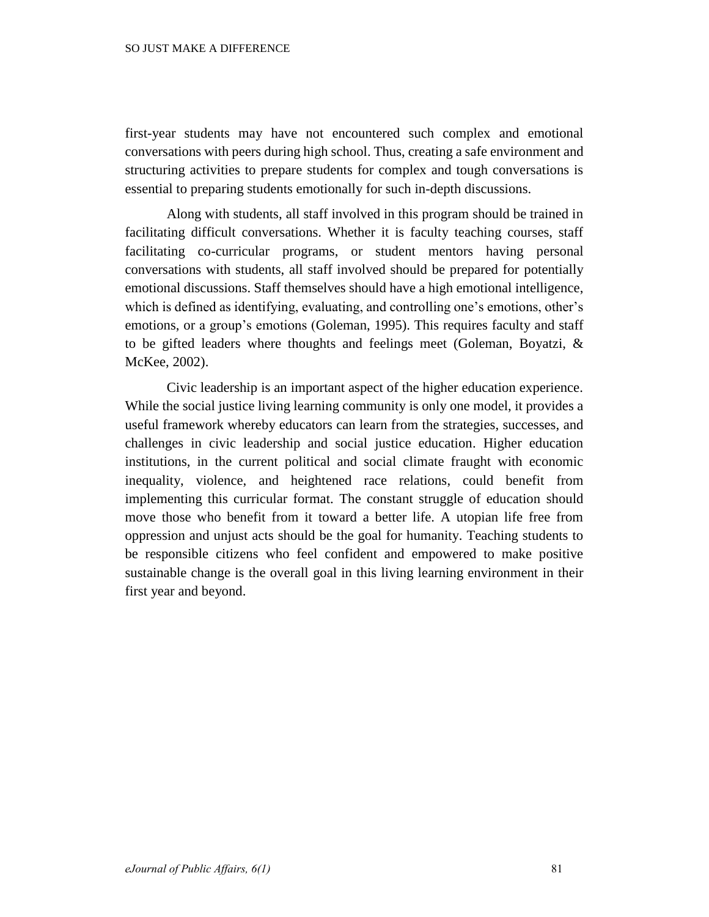first-year students may have not encountered such complex and emotional conversations with peers during high school. Thus, creating a safe environment and structuring activities to prepare students for complex and tough conversations is essential to preparing students emotionally for such in-depth discussions.

Along with students, all staff involved in this program should be trained in facilitating difficult conversations. Whether it is faculty teaching courses, staff facilitating co-curricular programs, or student mentors having personal conversations with students, all staff involved should be prepared for potentially emotional discussions. Staff themselves should have a high emotional intelligence, which is defined as identifying, evaluating, and controlling one's emotions, other's emotions, or a group's emotions (Goleman, 1995). This requires faculty and staff to be gifted leaders where thoughts and feelings meet (Goleman, Boyatzi, & McKee, 2002).

Civic leadership is an important aspect of the higher education experience. While the social justice living learning community is only one model, it provides a useful framework whereby educators can learn from the strategies, successes, and challenges in civic leadership and social justice education. Higher education institutions, in the current political and social climate fraught with economic inequality, violence, and heightened race relations, could benefit from implementing this curricular format. The constant struggle of education should move those who benefit from it toward a better life. A utopian life free from oppression and unjust acts should be the goal for humanity. Teaching students to be responsible citizens who feel confident and empowered to make positive sustainable change is the overall goal in this living learning environment in their first year and beyond.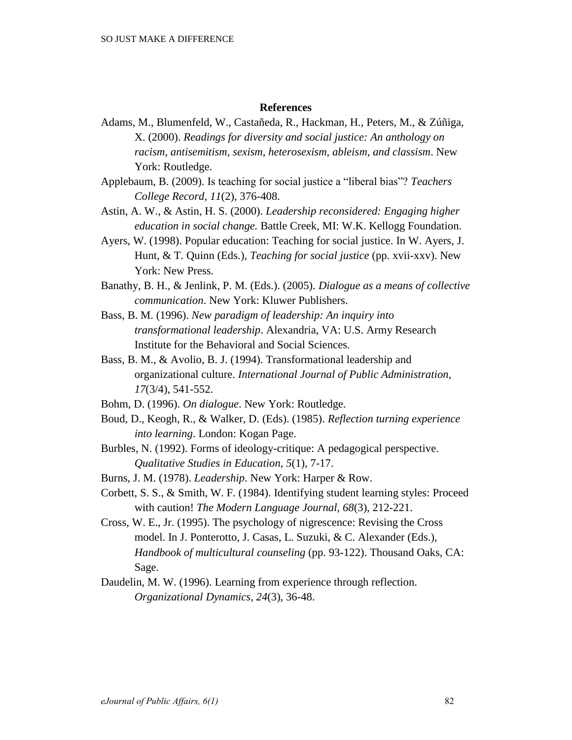## References

Adams, M., Blumenfeld, W., Castañeda, R., Hackman, H., Peters, M., & Zúñiga, X. (2000). *Readings for diversity and social justice: An anthology on racism, antisemitism, sexism, heterosexism, ableism, and classism*. New York: Routledge.

Applebaum, B. (2009). Is teaching for social justice a "liberal bias"? *Teachers College Record, 11*(2), 376-408.

Astin, A. W., & Astin, H. S. (2000). *Leadership reconsidered: Engaging higher education in social change.* Battle Creek, MI: W.K. Kellogg Foundation.

Ayers, W. (1998). Popular education: Teaching for social justice. In W. Ayers, J. Hunt, & T. Quinn (Eds.), *Teaching for social justice* (pp. xvii-xxv). New York: New Press.

Banathy, B. H., & Jenlink, P. M. (Eds.). (2005). *Dialogue as a means of collective communication*. New York: Kluwer Publishers.

Bass, B. M. (1996). *New paradigm of leadership: An inquiry into transformational leadership*. Alexandria, VA: U.S. Army Research Institute for the Behavioral and Social Sciences.

Bass, B. M., & Avolio, B. J. (1994). Transformational leadership and organizational culture. *International Journal of Public Administration, 17*(3/4), 541-552.

Bohm, D. (1996). *On dialogue*. New York: Routledge.

Boud, D., Keogh, R., & Walker, D. (Eds). (1985). *Reflection turning experience into learning*. London: Kogan Page.

Burbles, N. (1992). Forms of ideology-critique: A pedagogical perspective. *Qualitative Studies in Education, 5*(1), 7-17.

Burns, J. M. (1978). *Leadership*. New York: Harper & Row.

Corbett, S. S., & Smith, W. F. (1984). Identifying student learning styles: Proceed with caution! *The Modern Language Journal, 68*(3), 212-221.

Cross, W. E., Jr. (1995). The psychology of nigrescence: Revising the Cross model. In J. Ponterotto, J. Casas, L. Suzuki, & C. Alexander (Eds.), *Handbook of multicultural counseling* (pp. 93-122). Thousand Oaks, CA: Sage.

Daudelin, M. W. (1996). Learning from experience through reflection. *Organizational Dynamics, 24*(3), 36-48.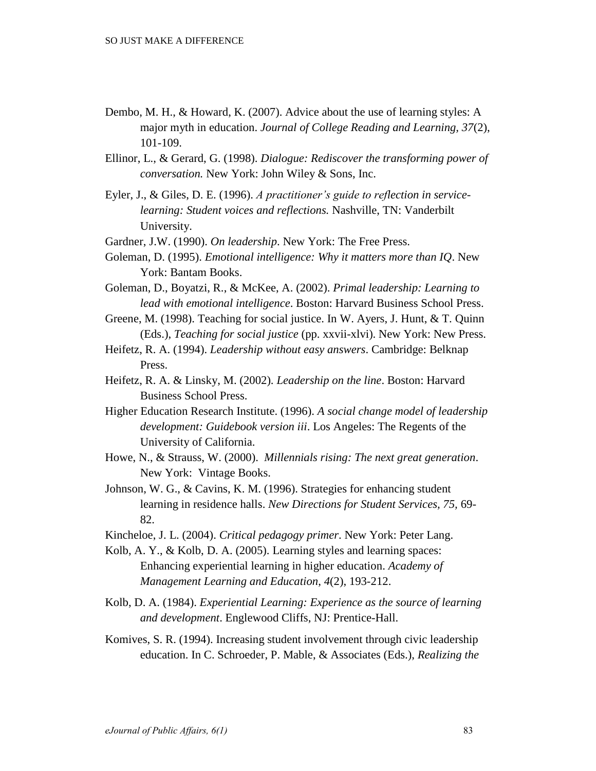Dembo, M. H., & Howard, K. (2007). Advice about the use of learning styles: A major myth in education. *Journal of College Reading and Learning, 37*(2), 101-109.

Ellinor, L., & Gerard, G. (1998). *Dialogue: Rediscover the transforming power of conversation.* New York: John Wiley & Sons, Inc.

Eyler, J., & Giles, D. E. (1996). *A practitioner's guide to reflection in service-learning: Student voices and reflections.* Nashville, TN: Vanderbilt University.

Gardner, J.W. (1990). *On leadership*. New York: The Free Press.

Goleman, D. (1995). *Emotional intelligence: Why it matters more than IQ*. New York: Bantam Books.

Goleman, D., Boyatzi, R., & McKee, A. (2002). *Primal leadership: Learning to lead with emotional intelligence*. Boston: Harvard Business School Press.

Greene, M. (1998). Teaching for social justice. In W. Ayers, J. Hunt, & T. Quinn (Eds.), *Teaching for social justice* (pp. xxvii-xlvi). New York: New Press.

Heifetz, R. A. (1994). *Leadership without easy answers*. Cambridge: Belknap Press.

Heifetz, R. A. & Linsky, M. (2002). *Leadership on the line*. Boston: Harvard Business School Press.

Higher Education Research Institute. (1996). *A social change model of leadership development: Guidebook version iii*. Los Angeles: The Regents of the University of California.

Howe, N., & Strauss, W. (2000). *Millennials rising: The next great generation*. New York: Vintage Books.

Johnson, W. G., & Cavins, K. M. (1996). Strategies for enhancing student learning in residence halls. *New Directions for Student Services, 75,* 69-82.

Kincheloe, J. L. (2004). *Critical pedagogy primer*. New York: Peter Lang.

Kolb, A. Y., & Kolb, D. A. (2005). Learning styles and learning spaces: Enhancing experiential learning in higher education. *Academy of Management Learning and Education*, *4*(2), 193-212.

Kolb, D. A. (1984). *Experiential Learning: Experience as the source of learning and development*. Englewood Cliffs, NJ: Prentice-Hall.

Komives, S. R. (1994). Increasing student involvement through civic leadership education. In C. Schroeder, P. Mable, & Associates (Eds.), *Realizing the*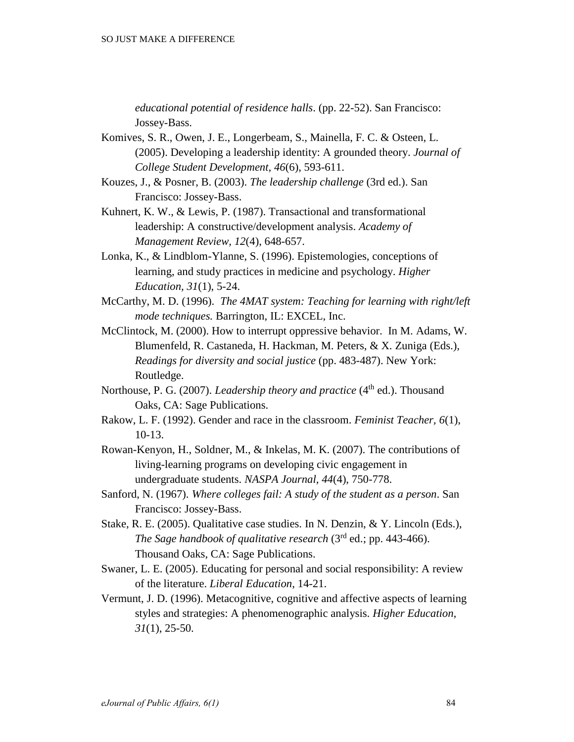*educational potential of residence halls*. (pp. 22-52). San Francisco: Jossey-Bass.

Komives, S. R., Owen, J. E., Longerbeam, S., Mainella, F. C. & Osteen, L. (2005). Developing a leadership identity: A grounded theory. *Journal of College Student Development, 46*(6), 593-611.

Kouzes, J., & Posner, B. (2003). *The leadership challenge* (3rd ed.). San Francisco: Jossey-Bass.

Kuhnert, K. W., & Lewis, P. (1987). Transactional and transformational leadership: A constructive/development analysis. *Academy of Management Review, 12*(4), 648-657.

Lonka, K., & Lindblom-Ylanne, S. (1996). Epistemologies, conceptions of learning, and study practices in medicine and psychology. *Higher Education, 31*(1), 5-24.

McCarthy, M. D. (1996). *The 4MAT system: Teaching for learning with right/left mode techniques.* Barrington, IL: EXCEL, Inc.

McClintock, M. (2000). How to interrupt oppressive behavior. In M. Adams, W. Blumenfeld, R. Castaneda, H. Hackman, M. Peters, & X. Zuniga (Eds.), *Readings for diversity and social justice* (pp. 483-487). New York: Routledge.

Northouse, P. G. (2007). *Leadership theory and practice* (4th ed.). Thousand Oaks, CA: Sage Publications.

Rakow, L. F. (1992). Gender and race in the classroom. *Feminist Teacher, 6*(1), 10-13.

Rowan-Kenyon, H., Soldner, M., & Inkelas, M. K. (2007). The contributions of living-learning programs on developing civic engagement in undergraduate students. *NASPA Journal, 44*(4), 750-778.

Sanford, N. (1967). *Where colleges fail: A study of the student as a person*. San Francisco: Jossey-Bass.

Stake, R. E. (2005). Qualitative case studies. In N. Denzin, & Y. Lincoln (Eds.), *The Sage handbook of qualitative research* (3rd ed.; pp. 443-466). Thousand Oaks, CA: Sage Publications.

Swaner, L. E. (2005). Educating for personal and social responsibility: A review of the literature. *Liberal Education*, 14-21.

Vermunt, J. D. (1996). Metacognitive, cognitive and affective aspects of learning styles and strategies: A phenomenographic analysis. *Higher Education, 31*(1), 25-50.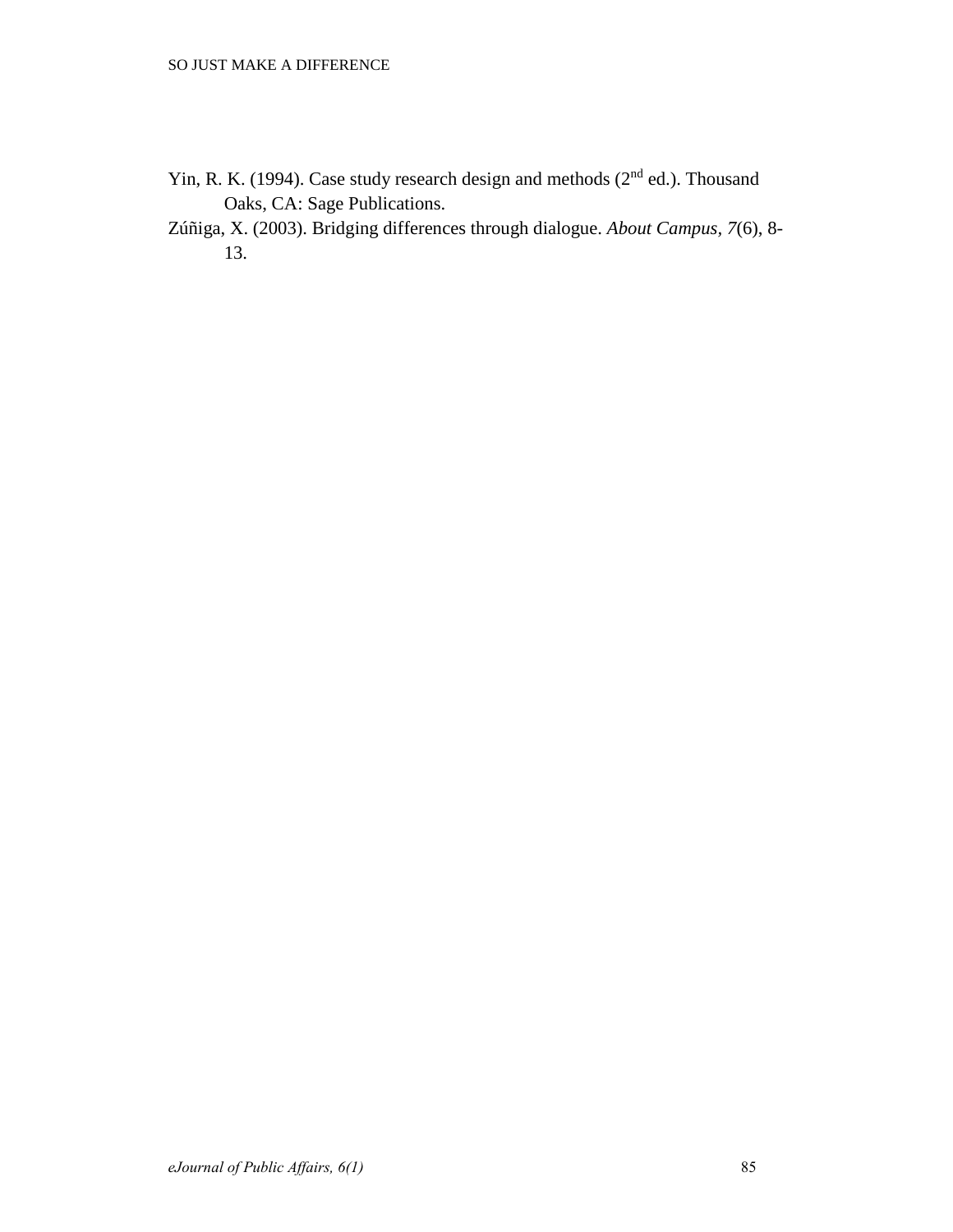Yin, R. K. (1994). Case study research design and methods (2nd ed.). Thousand Oaks, CA: Sage Publications.

Zúñiga, X. (2003). Bridging differences through dialogue. *About Campus, 7*(6), 8-13.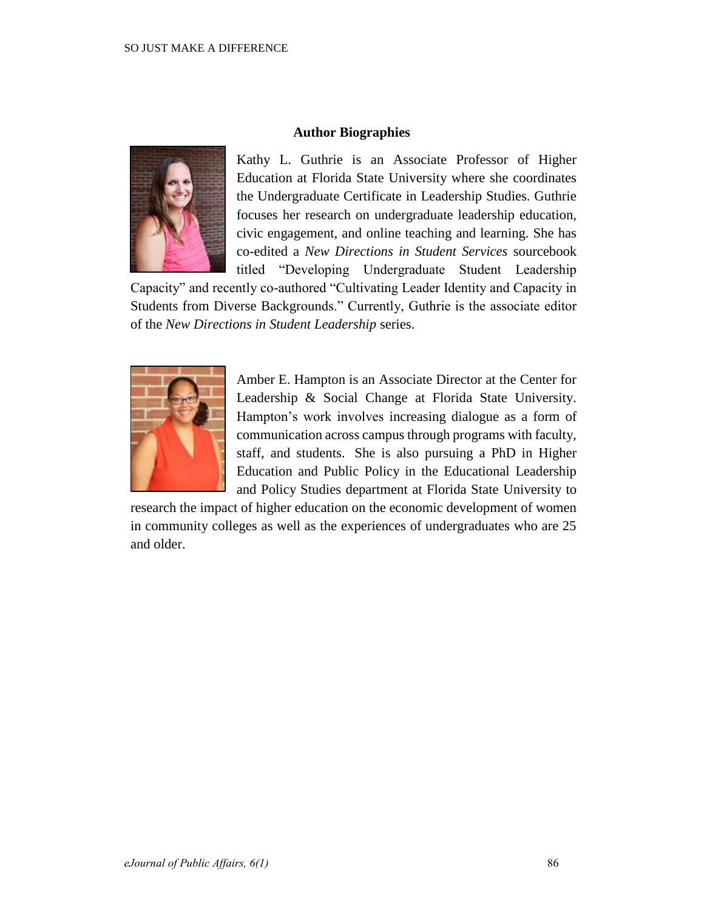## Author Biographies

Kathy L. Guthrie is an Associate Professor of Higher Education at Florida State University where she coordinates the Undergraduate Certificate in Leadership Studies. Guthrie focuses her research on undergraduate leadership education, civic engagement, and online teaching and learning. She has co-edited a *New Directions in Student Services* sourcebook titled "Developing Undergraduate Student Leadership Capacity" and recently co-authored "Cultivating Leader Identity and Capacity in Students from Diverse Backgrounds." Currently, Guthrie is the associate editor of the *New Directions in Student Leadership* series.

Amber E. Hampton is an Associate Director at the Center for Leadership & Social Change at Florida State University. Hampton's work involves increasing dialogue as a form of communication across campus through programs with faculty, staff, and students. She is also pursuing a PhD in Higher Education and Public Policy in the Educational Leadership and Policy Studies department at Florida State University to research the impact of higher education on the economic development of women in community colleges as well as the experiences of undergraduates who are 25 and older.